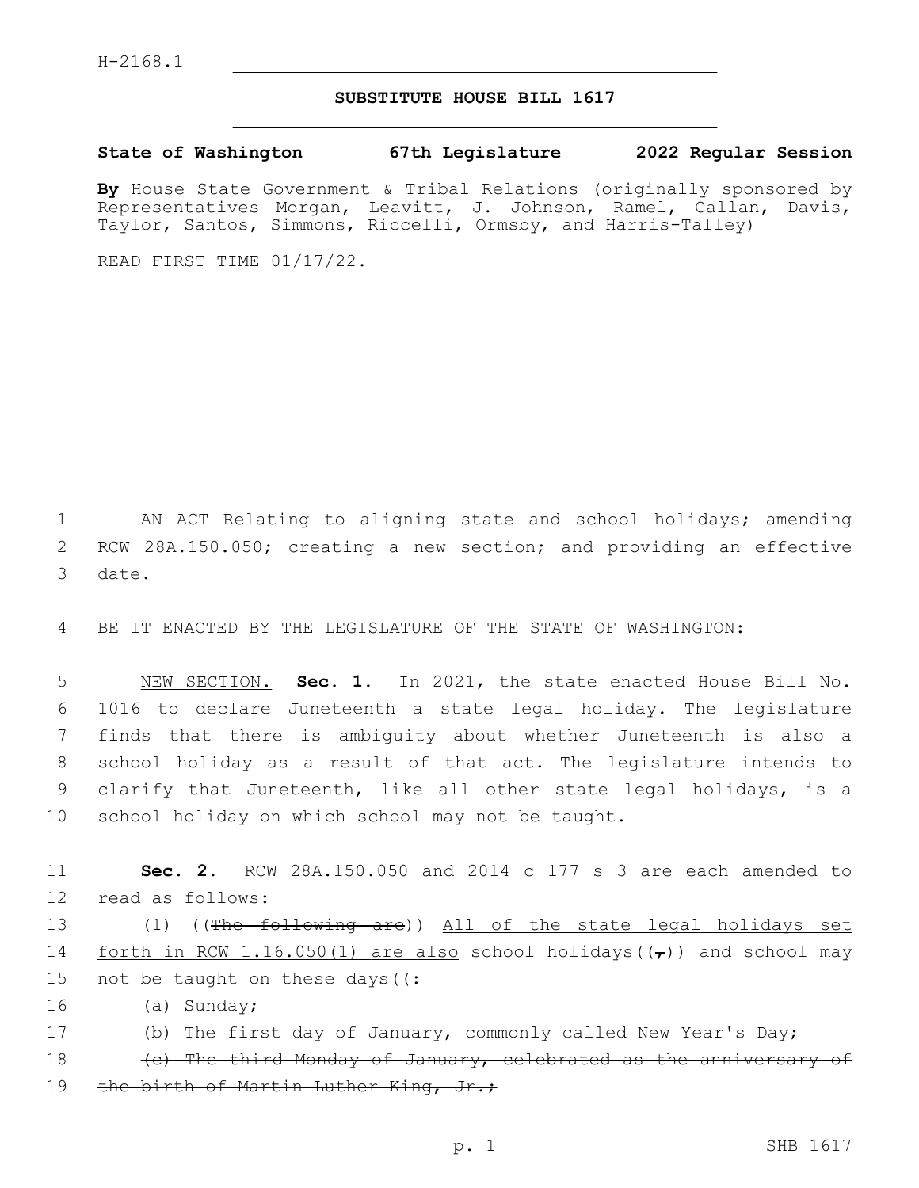H-2168.1

# SUBSTITUTE HOUSE BILL 1617

**State of Washington 67th Legislature 2022 Regular Session**

**By** House State Government & Tribal Relations (originally sponsored by Representatives Morgan, Leavitt, J. Johnson, Ramel, Callan, Davis, Taylor, Santos, Simmons, Riccelli, Ormsby, and Harris-Talley)

READ FIRST TIME 01/17/22.

AN ACT Relating to aligning state and school holidays; amending RCW 28A.150.050; creating a new section; and providing an effective date.

BE IT ENACTED BY THE LEGISLATURE OF THE STATE OF WASHINGTON:

NEW SECTION. **Sec. 1.** In 2021, the state enacted House Bill No. 1016 to declare Juneteenth a state legal holiday. The legislature finds that there is ambiguity about whether Juneteenth is also a school holiday as a result of that act. The legislature intends to clarify that Juneteenth, like all other state legal holidays, is a school holiday on which school may not be taught.

**Sec. 2.** RCW 28A.150.050 and 2014 c 177 s 3 are each amended to read as follows:

(1) ((~~The following are~~)) All of the state legal holidays set forth in RCW 1.16.050(1) are also school holidays((~~,~~)) and school may not be taught on these days((~~:~~

~~(a) Sunday;~~

~~(b) The first day of January, commonly called New Year's Day;~~

~~(c) The third Monday of January, celebrated as the anniversary of the birth of Martin Luther King, Jr.;~~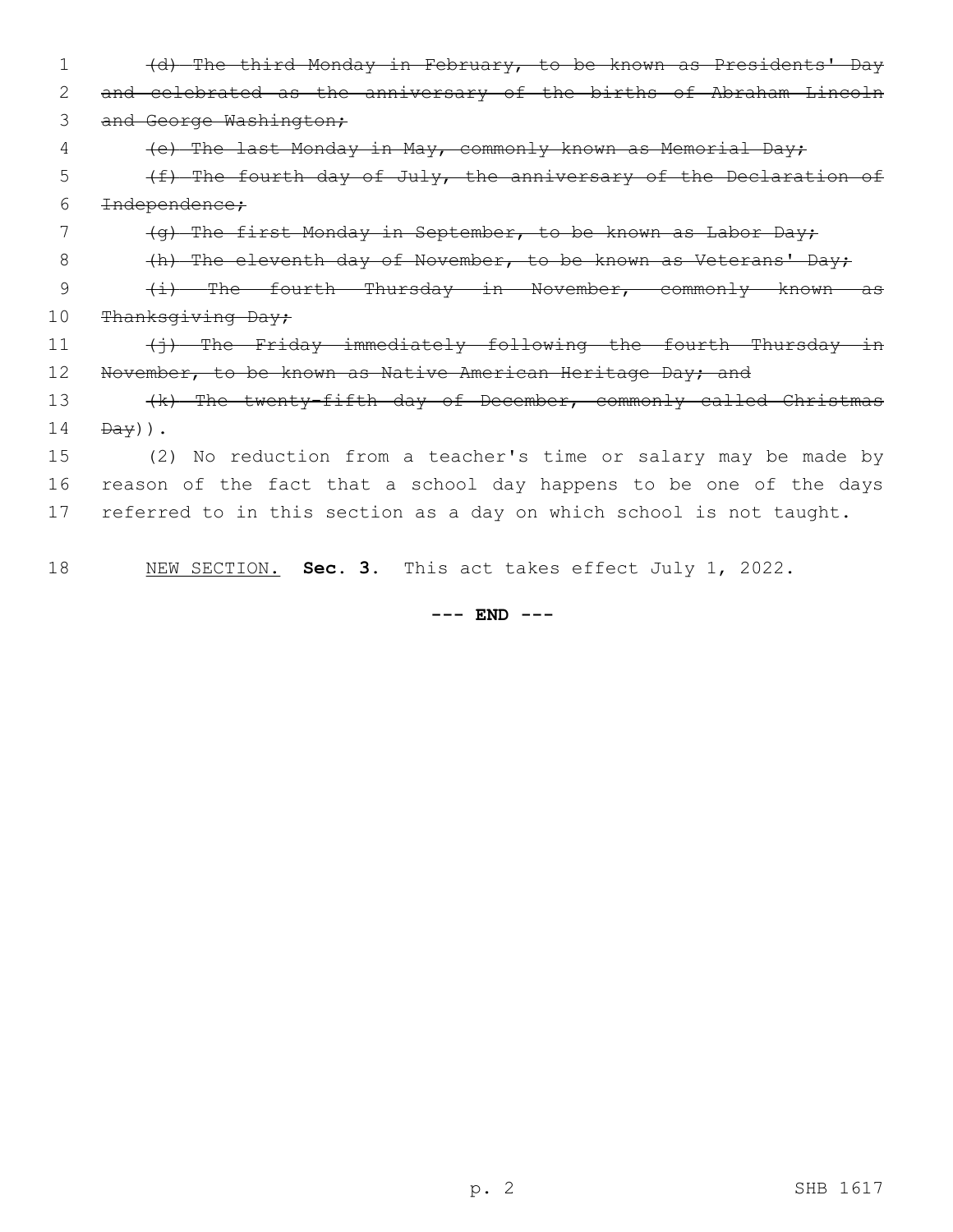~~(d) The third Monday in February, to be known as Presidents' Day and celebrated as the anniversary of the births of Abraham Lincoln and George Washington;~~

~~(e) The last Monday in May, commonly known as Memorial Day;~~

~~(f) The fourth day of July, the anniversary of the Declaration of Independence;~~

~~(g) The first Monday in September, to be known as Labor Day;~~

~~(h) The eleventh day of November, to be known as Veterans' Day;~~

~~(i) The fourth Thursday in November, commonly known as Thanksgiving Day;~~

~~(j) The Friday immediately following the fourth Thursday in November, to be known as Native American Heritage Day; and~~

~~(k) The twenty-fifth day of December, commonly called Christmas Day~~)).

(2) No reduction from a teacher's time or salary may be made by reason of the fact that a school day happens to be one of the days referred to in this section as a day on which school is not taught.

NEW SECTION. **Sec. 3.** This act takes effect July 1, 2022.

**--- END ---**